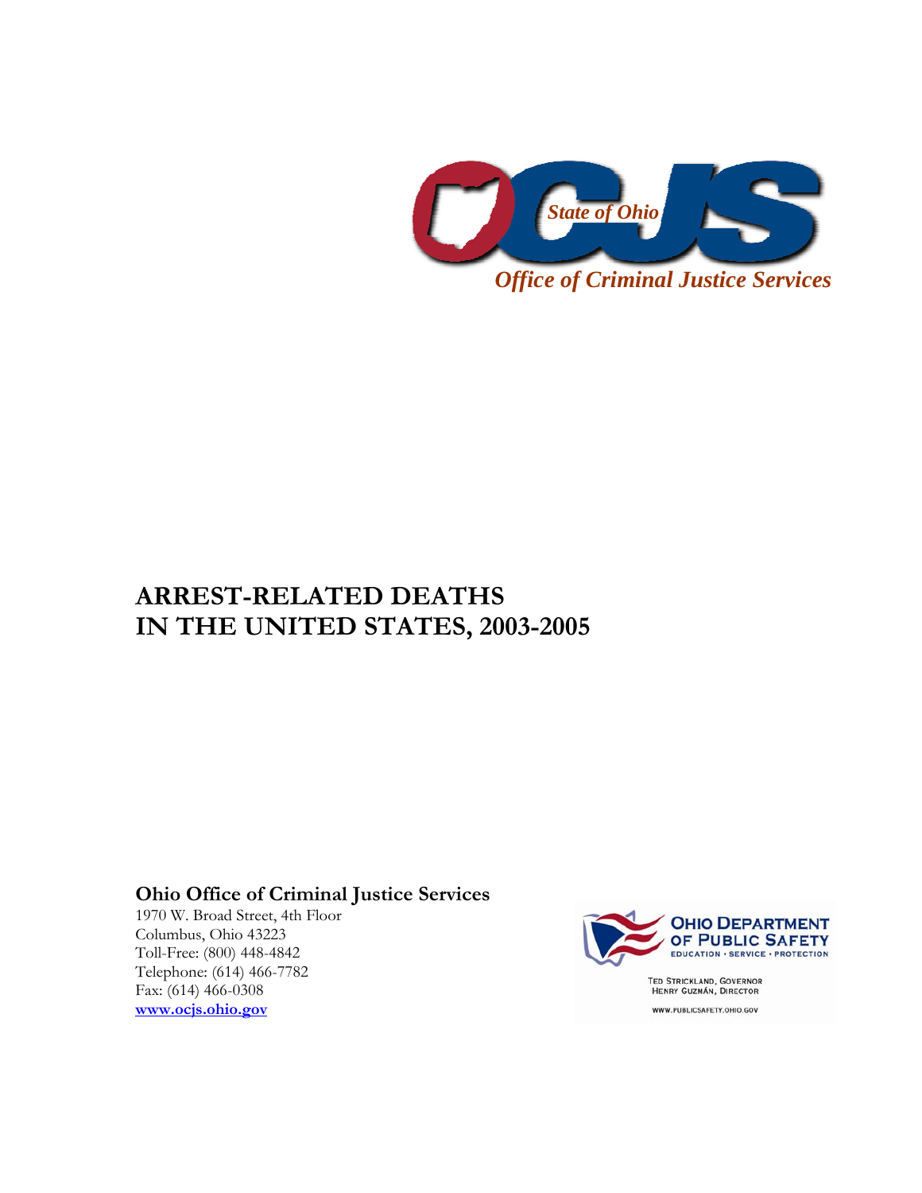State of Ohio

OCJS

*Office of Criminal Justice Services*

# ARREST-RELATED DEATHS IN THE UNITED STATES, 2003-2005

**Ohio Office of Criminal Justice Services**
1970 W. Broad Street, 4th Floor
Columbus, Ohio 43223
Toll-Free: (800) 448-4842
Telephone: (614) 466-7782
Fax: (614) 466-0308
www.ocjs.ohio.gov

OHIO DEPARTMENT OF PUBLIC SAFETY
EDUCATION • SERVICE • PROTECTION

TED STRICKLAND, GOVERNOR
HENRY GUZMÁN, DIRECTOR

WWW.PUBLICSAFETY.OHIO.GOV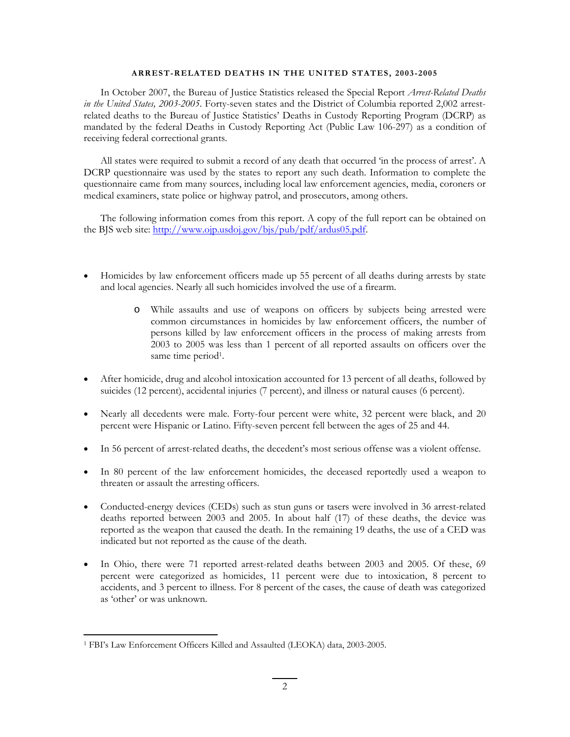**ARREST-RELATED DEATHS IN THE UNITED STATES, 2003-2005**

In October 2007, the Bureau of Justice Statistics released the Special Report *Arrest-Related Deaths in the United States, 2003-2005*. Forty-seven states and the District of Columbia reported 2,002 arrest-related deaths to the Bureau of Justice Statistics' Deaths in Custody Reporting Program (DCRP) as mandated by the federal Deaths in Custody Reporting Act (Public Law 106-297) as a condition of receiving federal correctional grants.

All states were required to submit a record of any death that occurred 'in the process of arrest'. A DCRP questionnaire was used by the states to report any such death. Information to complete the questionnaire came from many sources, including local law enforcement agencies, media, coroners or medical examiners, state police or highway patrol, and prosecutors, among others.

The following information comes from this report. A copy of the full report can be obtained on the BJS web site: http://www.ojp.usdoj.gov/bjs/pub/pdf/ardus05.pdf.

- Homicides by law enforcement officers made up 55 percent of all deaths during arrests by state and local agencies. Nearly all such homicides involved the use of a firearm.
    - While assaults and use of weapons on officers by subjects being arrested were common circumstances in homicides by law enforcement officers, the number of persons killed by law enforcement officers in the process of making arrests from 2003 to 2005 was less than 1 percent of all reported assaults on officers over the same time period[1].
- After homicide, drug and alcohol intoxication accounted for 13 percent of all deaths, followed by suicides (12 percent), accidental injuries (7 percent), and illness or natural causes (6 percent).
- Nearly all decedents were male. Forty-four percent were white, 32 percent were black, and 20 percent were Hispanic or Latino. Fifty-seven percent fell between the ages of 25 and 44.
- In 56 percent of arrest-related deaths, the decedent's most serious offense was a violent offense.
- In 80 percent of the law enforcement homicides, the deceased reportedly used a weapon to threaten or assault the arresting officers.
- Conducted-energy devices (CEDs) such as stun guns or tasers were involved in 36 arrest-related deaths reported between 2003 and 2005. In about half (17) of these deaths, the device was reported as the weapon that caused the death. In the remaining 19 deaths, the use of a CED was indicated but not reported as the cause of the death.
- In Ohio, there were 71 reported arrest-related deaths between 2003 and 2005. Of these, 69 percent were categorized as homicides, 11 percent were due to intoxication, 8 percent to accidents, and 3 percent to illness. For 8 percent of the cases, the cause of death was categorized as 'other' or was unknown.

[1] FBI's Law Enforcement Officers Killed and Assaulted (LEOKA) data, 2003-2005.